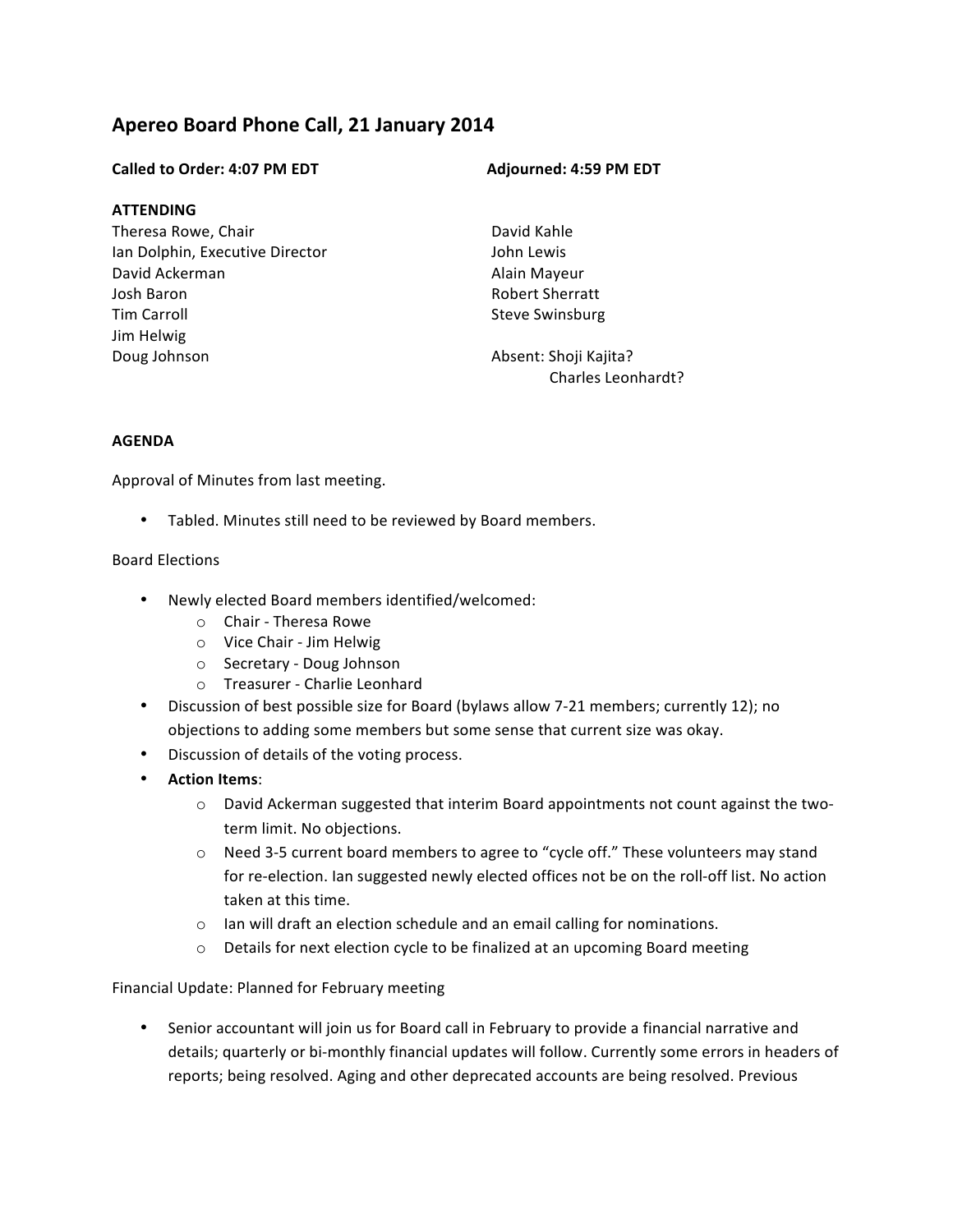# Apereo Board Phone Call, 21 January 2014

**Called to Order: 4:07 PM EDT** **Adjourned: 4:59 PM EDT**

**ATTENDING**

Theresa Rowe, Chair
Ian Dolphin, Executive Director
David Ackerman
Josh Baron
Tim Carroll
Jim Helwig
Doug Johnson
David Kahle
John Lewis
Alain Mayeur
Robert Sherratt
Steve Swinsburg

Absent: Shoji Kajita?
Charles Leonhardt?

**AGENDA**

Approval of Minutes from last meeting.

- Tabled. Minutes still need to be reviewed by Board members.

Board Elections

- Newly elected Board members identified/welcomed:
  - Chair - Theresa Rowe
  - Vice Chair - Jim Helwig
  - Secretary - Doug Johnson
  - Treasurer - Charlie Leonhard
- Discussion of best possible size for Board (bylaws allow 7-21 members; currently 12); no objections to adding some members but some sense that current size was okay.
- Discussion of details of the voting process.
- **Action Items**:
  - David Ackerman suggested that interim Board appointments not count against the two-term limit. No objections.
  - Need 3-5 current board members to agree to "cycle off." These volunteers may stand for re-election. Ian suggested newly elected offices not be on the roll-off list. No action taken at this time.
  - Ian will draft an election schedule and an email calling for nominations.
  - Details for next election cycle to be finalized at an upcoming Board meeting

Financial Update: Planned for February meeting

- Senior accountant will join us for Board call in February to provide a financial narrative and details; quarterly or bi-monthly financial updates will follow. Currently some errors in headers of reports; being resolved. Aging and other deprecated accounts are being resolved. Previous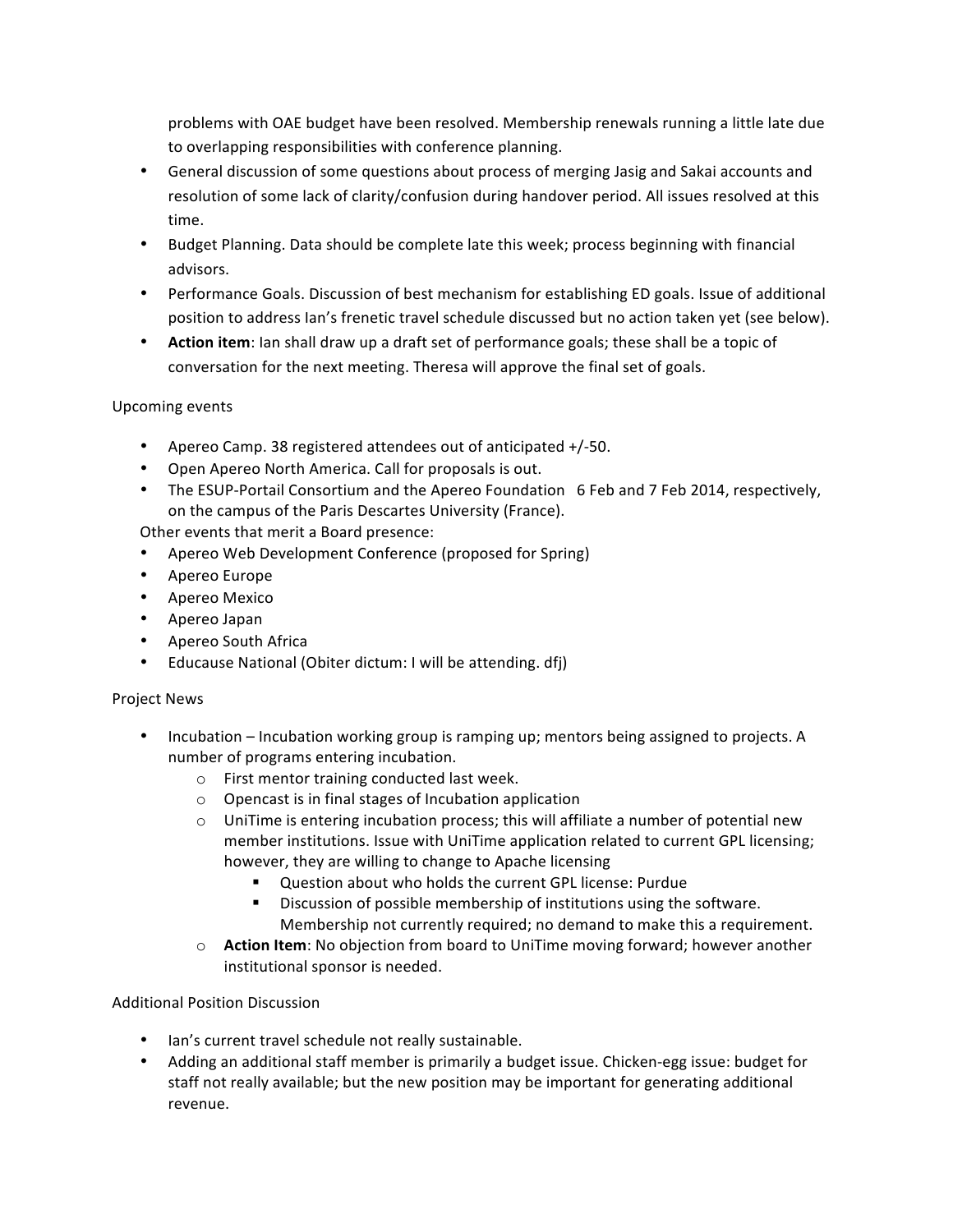problems with OAE budget have been resolved. Membership renewals running a little late due to overlapping responsibilities with conference planning.

- General discussion of some questions about process of merging Jasig and Sakai accounts and resolution of some lack of clarity/confusion during handover period. All issues resolved at this time.
- Budget Planning. Data should be complete late this week; process beginning with financial advisors.
- Performance Goals. Discussion of best mechanism for establishing ED goals. Issue of additional position to address Ian's frenetic travel schedule discussed but no action taken yet (see below).
- **Action item**: Ian shall draw up a draft set of performance goals; these shall be a topic of conversation for the next meeting. Theresa will approve the final set of goals.

Upcoming events

- Apereo Camp. 38 registered attendees out of anticipated +/-50.
- Open Apereo North America. Call for proposals is out.
- The ESUP-Portail Consortium and the Apereo Foundation 6 Feb and 7 Feb 2014, respectively, on the campus of the Paris Descartes University (France).

Other events that merit a Board presence:

- Apereo Web Development Conference (proposed for Spring)
- Apereo Europe
- Apereo Mexico
- Apereo Japan
- Apereo South Africa
- Educause National (Obiter dictum: I will be attending. dfj)

Project News

- Incubation – Incubation working group is ramping up; mentors being assigned to projects. A number of programs entering incubation.
    - First mentor training conducted last week.
    - Opencast is in final stages of Incubation application
    - UniTime is entering incubation process; this will affiliate a number of potential new member institutions. Issue with UniTime application related to current GPL licensing; however, they are willing to change to Apache licensing
        - Question about who holds the current GPL license: Purdue
        - Discussion of possible membership of institutions using the software. Membership not currently required; no demand to make this a requirement.
    - **Action Item**: No objection from board to UniTime moving forward; however another institutional sponsor is needed.

Additional Position Discussion

- Ian's current travel schedule not really sustainable.
- Adding an additional staff member is primarily a budget issue. Chicken-egg issue: budget for staff not really available; but the new position may be important for generating additional revenue.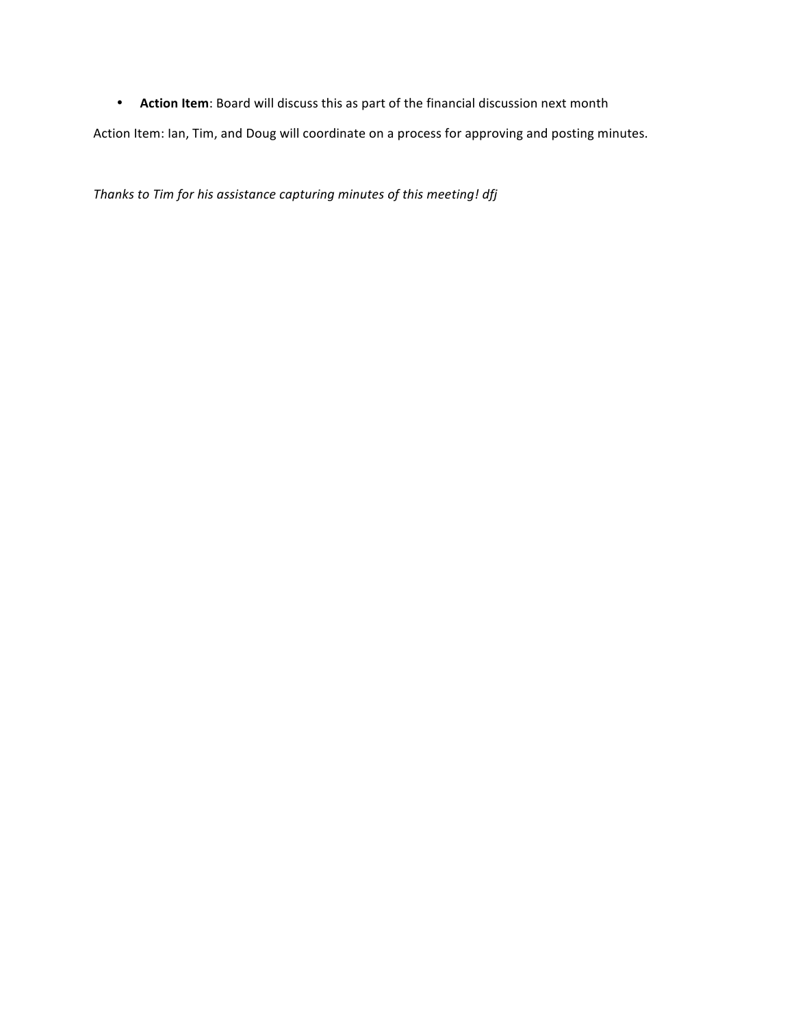- **Action Item**: Board will discuss this as part of the financial discussion next month

Action Item: Ian, Tim, and Doug will coordinate on a process for approving and posting minutes.

*Thanks to Tim for his assistance capturing minutes of this meeting! dfj*